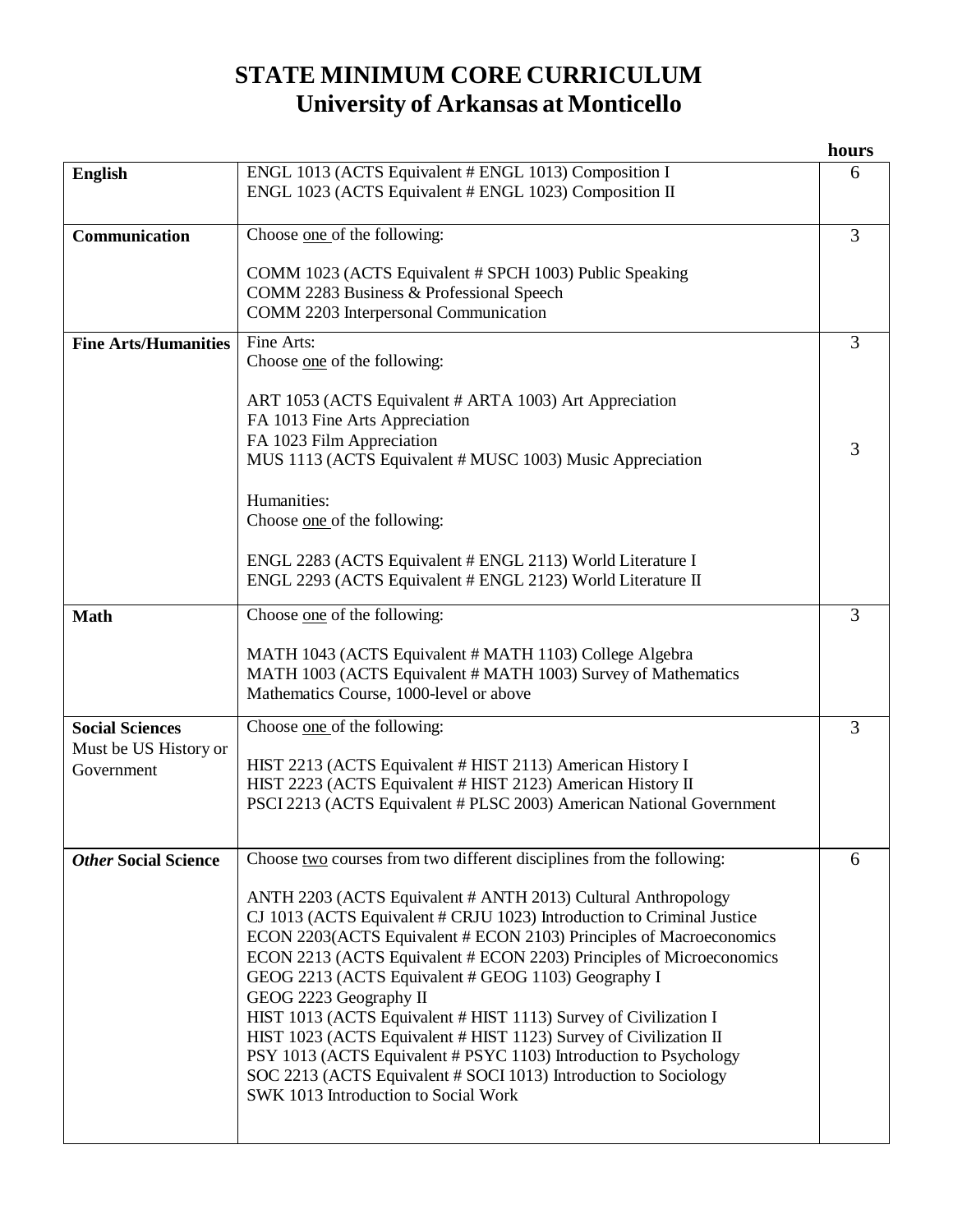# STATE MINIMUM CORE CURRICULUM
## University of Arkansas at Monticello

| | | hours |
|---|---|---|
| **English** | ENGL 1013 (ACTS Equivalent # ENGL 1013) Composition I<br>ENGL 1023 (ACTS Equivalent # ENGL 1023) Composition II | 6 |
| **Communication** | Choose <u>one</u> of the following:<br><br>COMM 1023 (ACTS Equivalent # SPCH 1003) Public Speaking<br>COMM 2283 Business & Professional Speech<br>COMM 2203 Interpersonal Communication | 3 |
| **Fine Arts/Humanities** | Fine Arts:<br>Choose <u>one</u> of the following:<br><br>ART 1053 (ACTS Equivalent # ARTA 1003) Art Appreciation<br>FA 1013 Fine Arts Appreciation<br>FA 1023 Film Appreciation<br>MUS 1113 (ACTS Equivalent # MUSC 1003) Music Appreciation<br><br>Humanities:<br>Choose <u>one</u> of the following:<br><br>ENGL 2283 (ACTS Equivalent # ENGL 2113) World Literature I<br>ENGL 2293 (ACTS Equivalent # ENGL 2123) World Literature II | 3<br><br>3 |
| **Math** | Choose <u>one</u> of the following:<br><br>MATH 1043 (ACTS Equivalent # MATH 1103) College Algebra<br>MATH 1003 (ACTS Equivalent # MATH 1003) Survey of Mathematics<br>Mathematics Course, 1000-level or above | 3 |
| **Social Sciences**<br>Must be US History or Government | Choose <u>one</u> of the following:<br><br>HIST 2213 (ACTS Equivalent # HIST 2113) American History I<br>HIST 2223 (ACTS Equivalent # HIST 2123) American History II<br>PSCI 2213 (ACTS Equivalent # PLSC 2003) American National Government | 3 |
| ***Other* Social Science** | Choose <u>two</u> courses from two different disciplines from the following:<br><br>ANTH 2203 (ACTS Equivalent # ANTH 2013) Cultural Anthropology<br>CJ 1013 (ACTS Equivalent # CRJU 1023) Introduction to Criminal Justice<br>ECON 2203(ACTS Equivalent # ECON 2103) Principles of Macroeconomics<br>ECON 2213 (ACTS Equivalent # ECON 2203) Principles of Microeconomics<br>GEOG 2213 (ACTS Equivalent # GEOG 1103) Geography I<br>GEOG 2223 Geography II<br>HIST 1013 (ACTS Equivalent # HIST 1113) Survey of Civilization I<br>HIST 1023 (ACTS Equivalent # HIST 1123) Survey of Civilization II<br>PSY 1013 (ACTS Equivalent # PSYC 1103) Introduction to Psychology<br>SOC 2213 (ACTS Equivalent # SOCI 1013) Introduction to Sociology<br>SWK 1013 Introduction to Social Work | 6 |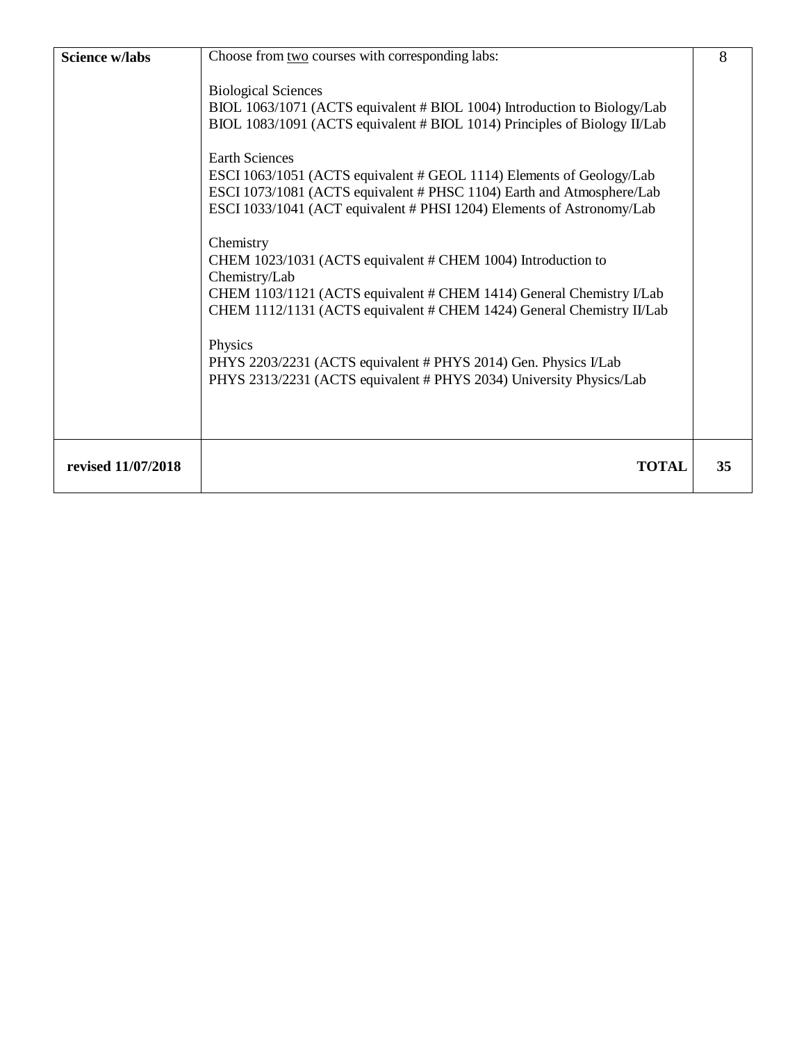| | | |
|---|---|---|
| **Science w/labs** | Choose from <u>two</u> courses with corresponding labs:<br><br>Biological Sciences<br>BIOL 1063/1071 (ACTS equivalent # BIOL 1004) Introduction to Biology/Lab<br>BIOL 1083/1091 (ACTS equivalent # BIOL 1014) Principles of Biology II/Lab<br><br>Earth Sciences<br>ESCI 1063/1051 (ACTS equivalent # GEOL 1114) Elements of Geology/Lab<br>ESCI 1073/1081 (ACTS equivalent # PHSC 1104) Earth and Atmosphere/Lab<br>ESCI 1033/1041 (ACT equivalent # PHSI 1204) Elements of Astronomy/Lab<br><br>Chemistry<br>CHEM 1023/1031 (ACTS equivalent # CHEM 1004) Introduction to Chemistry/Lab<br>CHEM 1103/1121 (ACTS equivalent # CHEM 1414) General Chemistry I/Lab<br>CHEM 1112/1131 (ACTS equivalent # CHEM 1424) General Chemistry II/Lab<br><br>Physics<br>PHYS 2203/2231 (ACTS equivalent # PHYS 2014) Gen. Physics I/Lab<br>PHYS 2313/2231 (ACTS equivalent # PHYS 2034) University Physics/Lab | 8 |
| **revised 11/07/2018** | **TOTAL** | **35** |